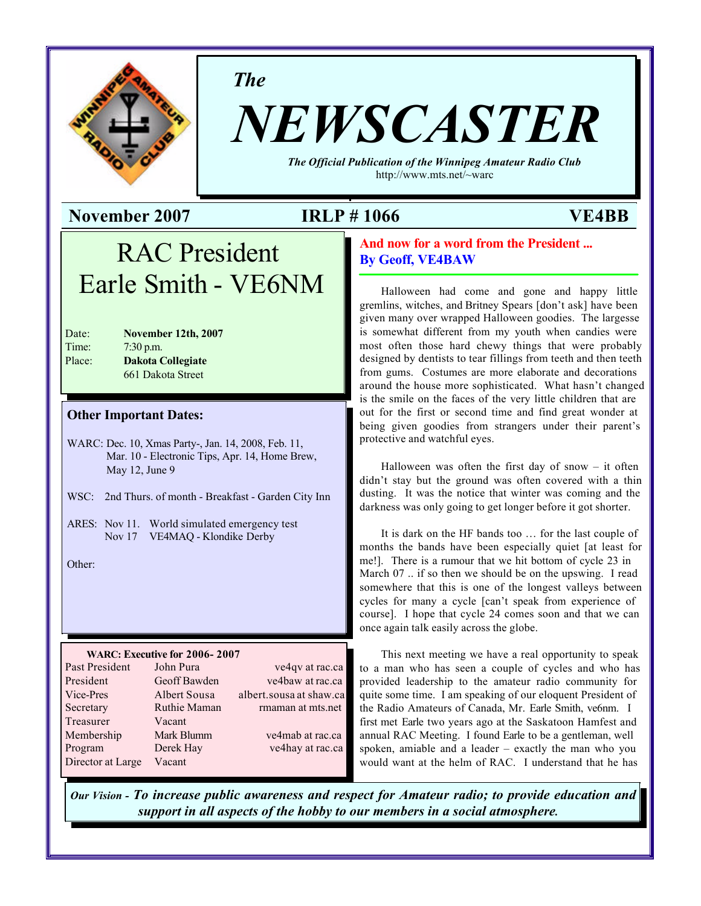# The NEWSCASTER

*The Official Publication of the Winnipeg Amateur Radio Club*
http://www.mts.net/~warc

**November 2007** **IRLP # 1066** **VE4BB**

## RAC President Earle Smith - VE6NM

Date: **November 12th, 2007**
Time: 7:30 p.m.
Place: **Dakota Collegiate**
661 Dakota Street

### Other Important Dates:

WARC: Dec. 10, Xmas Party-, Jan. 14, 2008, Feb. 11, Mar. 10 - Electronic Tips, Apr. 14, Home Brew, May 12, June 9

WSC: 2nd Thurs. of month - Breakfast - Garden City Inn

ARES: Nov 11. World simulated emergency test
Nov 17 VE4MAQ - Klondike Derby

Other:

**WARC: Executive for 2006- 2007**

| | | |
|---|---|---|
| Past President | John Pura | ve4qv at rac.ca |
| President | Geoff Bawden | ve4baw at rac.ca |
| Vice-Pres | Albert Sousa | albert.sousa at shaw.ca |
| Secretary | Ruthie Maman | rmaman at mts.net |
| Treasurer | Vacant | |
| Membership | Mark Blumm | ve4mab at rac.ca |
| Program | Derek Hay | ve4hay at rac.ca |
| Director at Large | Vacant | |

## And now for a word from the President ...
**By Geoff, VE4BAW**

Halloween had come and gone and happy little gremlins, witches, and Britney Spears [don't ask] have been given many over wrapped Halloween goodies. The largesse is somewhat different from my youth when candies were most often those hard chewy things that were probably designed by dentists to tear fillings from teeth and then teeth from gums. Costumes are more elaborate and decorations around the house more sophisticated. What hasn't changed is the smile on the faces of the very little children that are out for the first or second time and find great wonder at being given goodies from strangers under their parent's protective and watchful eyes.

Halloween was often the first day of snow – it often didn't stay but the ground was often covered with a thin dusting. It was the notice that winter was coming and the darkness was only going to get longer before it got shorter.

It is dark on the HF bands too … for the last couple of months the bands have been especially quiet [at least for me!]. There is a rumour that we hit bottom of cycle 23 in March 07 .. if so then we should be on the upswing. I read somewhere that this is one of the longest valleys between cycles for many a cycle [can't speak from experience of course]. I hope that cycle 24 comes soon and that we can once again talk easily across the globe.

This next meeting we have a real opportunity to speak to a man who has seen a couple of cycles and who has provided leadership to the amateur radio community for quite some time. I am speaking of our eloquent President of the Radio Amateurs of Canada, Mr. Earle Smith, ve6nm. I first met Earle two years ago at the Saskatoon Hamfest and annual RAC Meeting. I found Earle to be a gentleman, well spoken, amiable and a leader – exactly the man who you would want at the helm of RAC. I understand that he has

*Our Vision -* ***To increase public awareness and respect for Amateur radio; to provide education and support in all aspects of the hobby to our members in a social atmosphere.***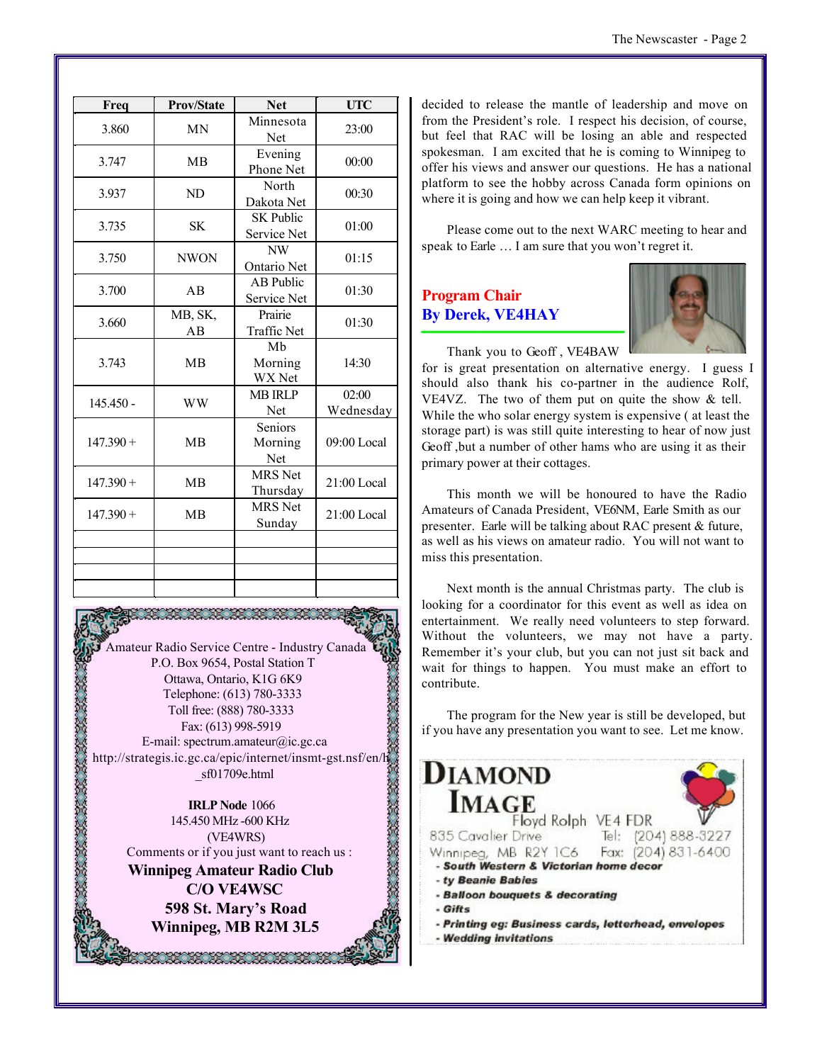| Freq | Prov/State | Net | UTC |
|---|---|---|---|
| 3.860 | MN | Minnesota Net | 23:00 |
| 3.747 | MB | Evening Phone Net | 00:00 |
| 3.937 | ND | North Dakota Net | 00:30 |
| 3.735 | SK | SK Public Service Net | 01:00 |
| 3.750 | NWON | NW Ontario Net | 01:15 |
| 3.700 | AB | AB Public Service Net | 01:30 |
| 3.660 | MB, SK, AB | Prairie Traffic Net | 01:30 |
| 3.743 | MB | Mb Morning WX Net | 14:30 |
| 145.450 - | WW | MB IRLP Net | 02:00 Wednesday |
| 147.390 + | MB | Seniors Morning Net | 09:00 Local |
| 147.390 + | MB | MRS Net Thursday | 21:00 Local |
| 147.390 + | MB | MRS Net Sunday | 21:00 Local |
| | | | |
| | | | |
| | | | |
| | | | |

Amateur Radio Service Centre - Industry Canada
P.O. Box 9654, Postal Station T
Ottawa, Ontario, K1G 6K9
Telephone: (613) 780-3333
Toll free: (888) 780-3333
Fax: (613) 998-5919
E-mail: spectrum.amateur@ic.gc.ca
http://strategis.ic.gc.ca/epic/internet/insmt-gst.nsf/en/h_sf01709e.html

**IRLP Node** 1066
145.450 MHz -600 KHz
(VE4WRS)
Comments or if you just want to reach us :

**Winnipeg Amateur Radio Club**
**C/O VE4WSC**
**598 St. Mary's Road**
**Winnipeg, MB R2M 3L5**

decided to release the mantle of leadership and move on from the President's role. I respect his decision, of course, but feel that RAC will be losing an able and respected spokesman. I am excited that he is coming to Winnipeg to offer his views and answer our questions. He has a national platform to see the hobby across Canada form opinions on where it is going and how we can help keep it vibrant.

Please come out to the next WARC meeting to hear and speak to Earle … I am sure that you won't regret it.

## Program Chair
## By Derek, VE4HAY

Thank you to Geoff , VE4BAW for is great presentation on alternative energy. I guess I should also thank his co-partner in the audience Rolf, VE4VZ. The two of them put on quite the show & tell. While the who solar energy system is expensive ( at least the storage part) is was still quite interesting to hear of now just Geoff ,but a number of other hams who are using it as their primary power at their cottages.

This month we will be honoured to have the Radio Amateurs of Canada President, VE6NM, Earle Smith as our presenter. Earle will be talking about RAC present & future, as well as his views on amateur radio. You will not want to miss this presentation.

Next month is the annual Christmas party. The club is looking for a coordinator for this event as well as idea on entertainment. We really need volunteers to step forward. Without the volunteers, we may not have a party. Remember it's your club, but you can not just sit back and wait for things to happen. You must make an effort to contribute.

The program for the New year is still be developed, but if you have any presentation you want to see. Let me know.

**DIAMOND IMAGE**
Floyd Rolph VE4 FDR
835 Cavalier Drive Tel: (204) 888-3227
Winnipeg, MB R2Y 1C6 Fax: (204) 831-6400

- *South Western & Victorian home decor*
- *ty Beanie Babies*
- *Balloon bouquets & decorating*
- *Gifts*
- *Printing eg: Business cards, letterhead, envelopes*
- *Wedding invitations*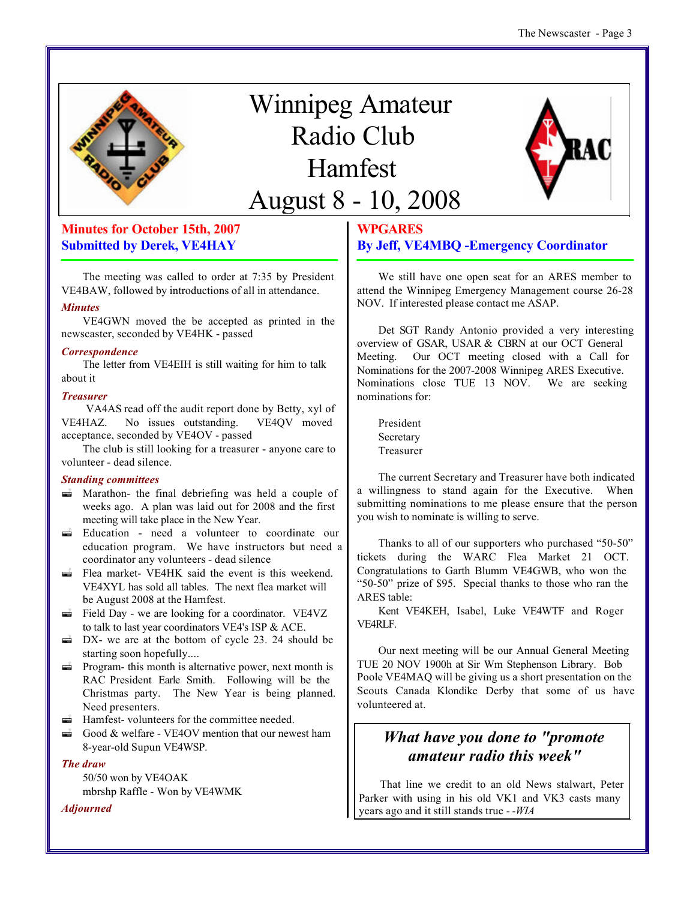# Winnipeg Amateur Radio Club Hamfest August 8 - 10, 2008

## Minutes for October 15th, 2007
## Submitted by Derek, VE4HAY

The meeting was called to order at 7:35 by President VE4BAW, followed by introductions of all in attendance.

***Minutes***

VE4GWN moved the be accepted as printed in the newscaster, seconded by VE4HK - passed

***Correspondence***

The letter from VE4EIH is still waiting for him to talk about it

***Treasurer***

VA4AS read off the audit report done by Betty, xyl of VE4HAZ. No issues outstanding. VE4QV moved acceptance, seconded by VE4OV - passed

The club is still looking for a treasurer - anyone care to volunteer - dead silence.

***Standing committees***

- Marathon- the final debriefing was held a couple of weeks ago. A plan was laid out for 2008 and the first meeting will take place in the New Year.
- Education - need a volunteer to coordinate our education program. We have instructors but need a coordinator any volunteers - dead silence
- Flea market- VE4HK said the event is this weekend. VE4XYL has sold all tables. The next flea market will be August 2008 at the Hamfest.
- Field Day - we are looking for a coordinator. VE4VZ to talk to last year coordinators VE4's ISP & ACE.
- DX- we are at the bottom of cycle 23. 24 should be starting soon hopefully....
- Program- this month is alternative power, next month is RAC President Earle Smith. Following will be the Christmas party. The New Year is being planned. Need presenters.
- Hamfest- volunteers for the committee needed.
- Good & welfare - VE4OV mention that our newest ham 8-year-old Supun VE4WSP.

***The draw***

50/50 won by VE4OAK
mbrshp Raffle - Won by VE4WMK

***Adjourned***

## WPGARES
## By Jeff, VE4MBQ -Emergency Coordinator

We still have one open seat for an ARES member to attend the Winnipeg Emergency Management course 26-28 NOV. If interested please contact me ASAP.

Det SGT Randy Antonio provided a very interesting overview of GSAR, USAR & CBRN at our OCT General Meeting. Our OCT meeting closed with a Call for Nominations for the 2007-2008 Winnipeg ARES Executive. Nominations close TUE 13 NOV. We are seeking nominations for:

President
Secretary
Treasurer

The current Secretary and Treasurer have both indicated a willingness to stand again for the Executive. When submitting nominations to me please ensure that the person you wish to nominate is willing to serve.

Thanks to all of our supporters who purchased “50-50” tickets during the WARC Flea Market 21 OCT. Congratulations to Garth Blumm VE4GWB, who won the “50-50” prize of $95. Special thanks to those who ran the ARES table:

Kent VE4KEH, Isabel, Luke VE4WTF and Roger VE4RLF.

Our next meeting will be our Annual General Meeting TUE 20 NOV 1900h at Sir Wm Stephenson Library. Bob Poole VE4MAQ will be giving us a short presentation on the Scouts Canada Klondike Derby that some of us have volunteered at.

### *What have you done to "promote amateur radio this week"*

That line we credit to an old News stalwart, Peter Parker with using in his old VK1 and VK3 casts many years ago and it still stands true - -*WIA*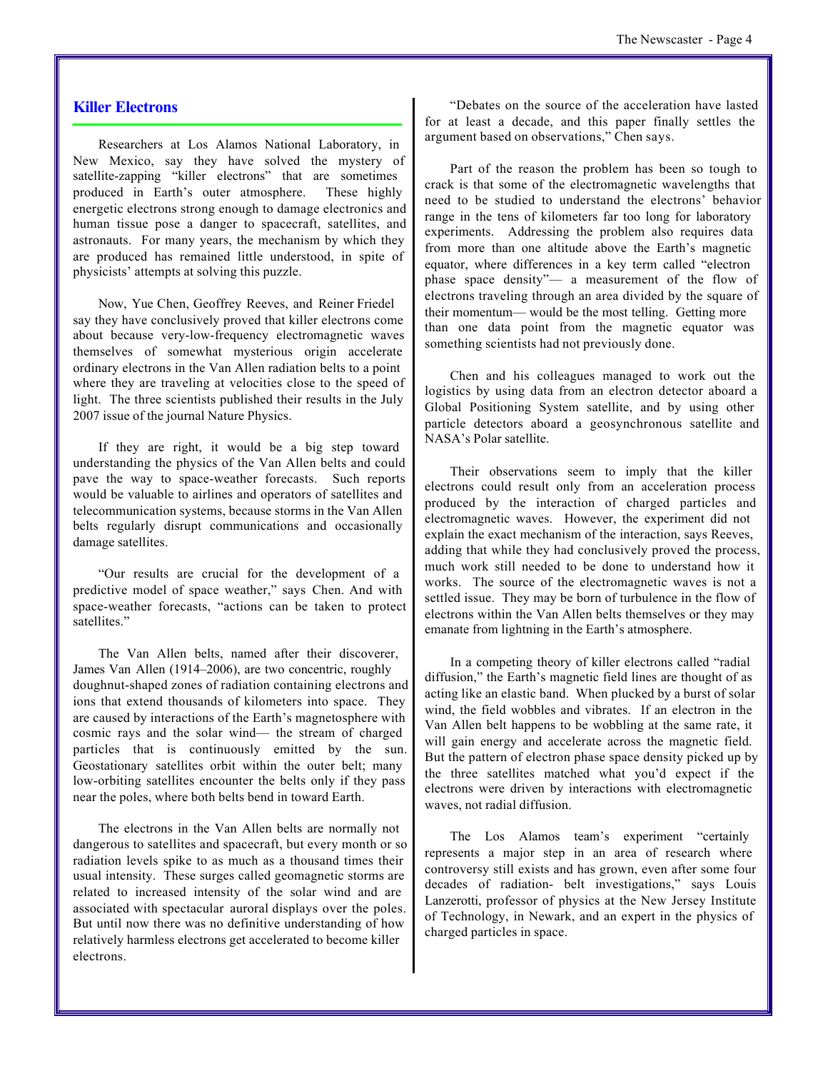## Killer Electrons

Researchers at Los Alamos National Laboratory, in New Mexico, say they have solved the mystery of satellite-zapping "killer electrons" that are sometimes produced in Earth's outer atmosphere. These highly energetic electrons strong enough to damage electronics and human tissue pose a danger to spacecraft, satellites, and astronauts. For many years, the mechanism by which they are produced has remained little understood, in spite of physicists' attempts at solving this puzzle.

Now, Yue Chen, Geoffrey Reeves, and Reiner Friedel say they have conclusively proved that killer electrons come about because very-low-frequency electromagnetic waves themselves of somewhat mysterious origin accelerate ordinary electrons in the Van Allen radiation belts to a point where they are traveling at velocities close to the speed of light. The three scientists published their results in the July 2007 issue of the journal Nature Physics.

If they are right, it would be a big step toward understanding the physics of the Van Allen belts and could pave the way to space-weather forecasts. Such reports would be valuable to airlines and operators of satellites and telecommunication systems, because storms in the Van Allen belts regularly disrupt communications and occasionally damage satellites.

"Our results are crucial for the development of a predictive model of space weather," says Chen. And with space-weather forecasts, "actions can be taken to protect satellites."

The Van Allen belts, named after their discoverer, James Van Allen (1914–2006), are two concentric, roughly doughnut-shaped zones of radiation containing electrons and ions that extend thousands of kilometers into space. They are caused by interactions of the Earth's magnetosphere with cosmic rays and the solar wind— the stream of charged particles that is continuously emitted by the sun. Geostationary satellites orbit within the outer belt; many low-orbiting satellites encounter the belts only if they pass near the poles, where both belts bend in toward Earth.

The electrons in the Van Allen belts are normally not dangerous to satellites and spacecraft, but every month or so radiation levels spike to as much as a thousand times their usual intensity. These surges called geomagnetic storms are related to increased intensity of the solar wind and are associated with spectacular auroral displays over the poles. But until now there was no definitive understanding of how relatively harmless electrons get accelerated to become killer electrons.

"Debates on the source of the acceleration have lasted for at least a decade, and this paper finally settles the argument based on observations," Chen says.

Part of the reason the problem has been so tough to crack is that some of the electromagnetic wavelengths that need to be studied to understand the electrons' behavior range in the tens of kilometers far too long for laboratory experiments. Addressing the problem also requires data from more than one altitude above the Earth's magnetic equator, where differences in a key term called "electron phase space density"— a measurement of the flow of electrons traveling through an area divided by the square of their momentum— would be the most telling. Getting more than one data point from the magnetic equator was something scientists had not previously done.

Chen and his colleagues managed to work out the logistics by using data from an electron detector aboard a Global Positioning System satellite, and by using other particle detectors aboard a geosynchronous satellite and NASA's Polar satellite.

Their observations seem to imply that the killer electrons could result only from an acceleration process produced by the interaction of charged particles and electromagnetic waves. However, the experiment did not explain the exact mechanism of the interaction, says Reeves, adding that while they had conclusively proved the process, much work still needed to be done to understand how it works. The source of the electromagnetic waves is not a settled issue. They may be born of turbulence in the flow of electrons within the Van Allen belts themselves or they may emanate from lightning in the Earth's atmosphere.

In a competing theory of killer electrons called "radial diffusion," the Earth's magnetic field lines are thought of as acting like an elastic band. When plucked by a burst of solar wind, the field wobbles and vibrates. If an electron in the Van Allen belt happens to be wobbling at the same rate, it will gain energy and accelerate across the magnetic field. But the pattern of electron phase space density picked up by the three satellites matched what you'd expect if the electrons were driven by interactions with electromagnetic waves, not radial diffusion.

The Los Alamos team's experiment "certainly represents a major step in an area of research where controversy still exists and has grown, even after some four decades of radiation- belt investigations," says Louis Lanzerotti, professor of physics at the New Jersey Institute of Technology, in Newark, and an expert in the physics of charged particles in space.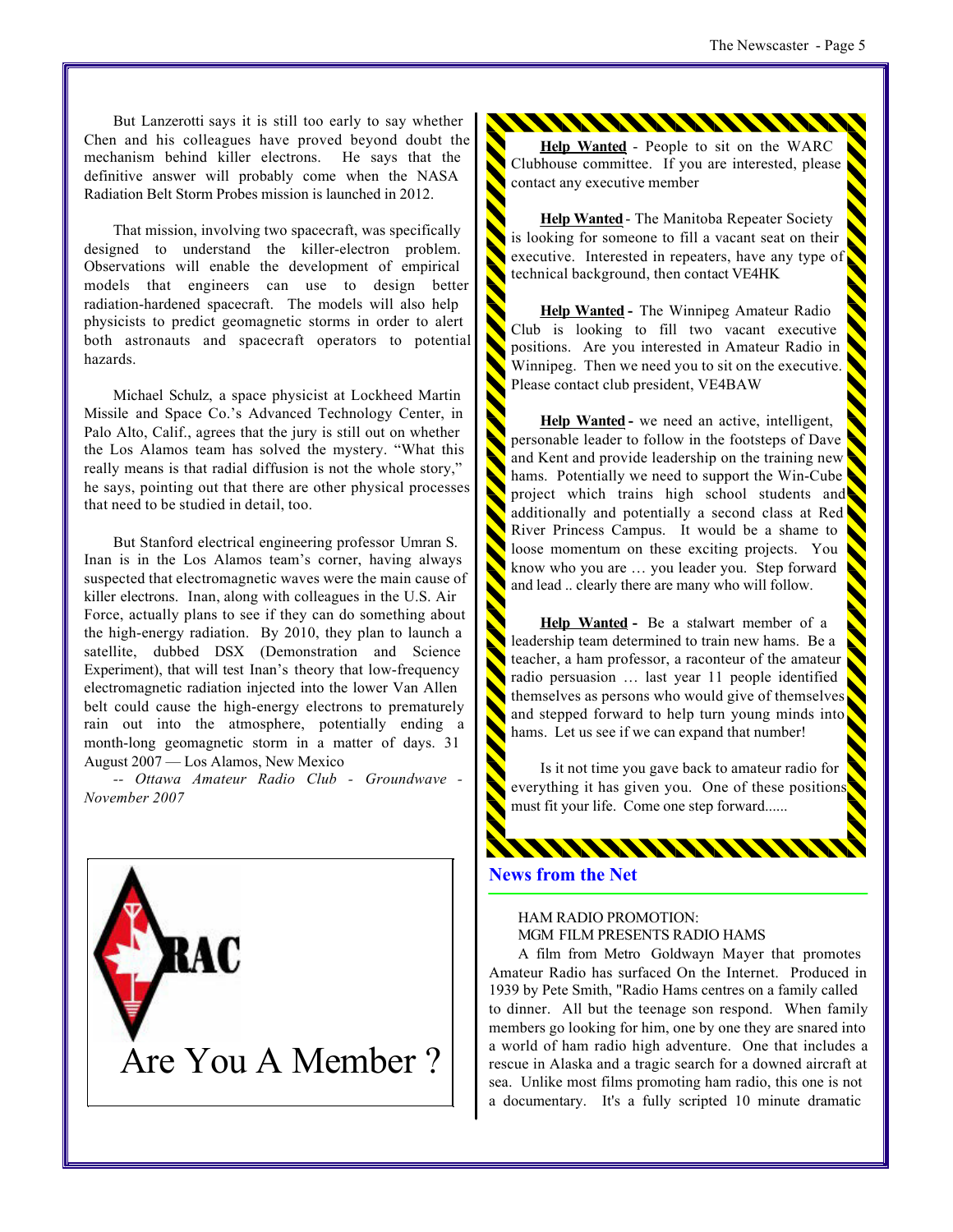But Lanzerotti says it is still too early to say whether Chen and his colleagues have proved beyond doubt the mechanism behind killer electrons. He says that the definitive answer will probably come when the NASA Radiation Belt Storm Probes mission is launched in 2012.

That mission, involving two spacecraft, was specifically designed to understand the killer-electron problem. Observations will enable the development of empirical models that engineers can use to design better radiation-hardened spacecraft. The models will also help physicists to predict geomagnetic storms in order to alert both astronauts and spacecraft operators to potential hazards.

Michael Schulz, a space physicist at Lockheed Martin Missile and Space Co.'s Advanced Technology Center, in Palo Alto, Calif., agrees that the jury is still out on whether the Los Alamos team has solved the mystery. "What this really means is that radial diffusion is not the whole story," he says, pointing out that there are other physical processes that need to be studied in detail, too.

But Stanford electrical engineering professor Umran S. Inan is in the Los Alamos team's corner, having always suspected that electromagnetic waves were the main cause of killer electrons. Inan, along with colleagues in the U.S. Air Force, actually plans to see if they can do something about the high-energy radiation. By 2010, they plan to launch a satellite, dubbed DSX (Demonstration and Science Experiment), that will test Inan's theory that low-frequency electromagnetic radiation injected into the lower Van Allen belt could cause the high-energy electrons to prematurely rain out into the atmosphere, potentially ending a month-long geomagnetic storm in a matter of days. 31 August 2007 — Los Alamos, New Mexico

*-- Ottawa Amateur Radio Club - Groundwave - November 2007*

RAC

Are You A Member ?

**Help Wanted** - People to sit on the WARC Clubhouse committee. If you are interested, please contact any executive member

**Help Wanted** - The Manitoba Repeater Society is looking for someone to fill a vacant seat on their executive. Interested in repeaters, have any type of technical background, then contact VE4HK

**Help Wanted -** The Winnipeg Amateur Radio Club is looking to fill two vacant executive positions. Are you interested in Amateur Radio in Winnipeg. Then we need you to sit on the executive. Please contact club president, VE4BAW

**Help Wanted -** we need an active, intelligent, personable leader to follow in the footsteps of Dave and Kent and provide leadership on the training new hams. Potentially we need to support the Win-Cube project which trains high school students and additionally and potentially a second class at Red River Princess Campus. It would be a shame to loose momentum on these exciting projects. You know who you are … you leader you. Step forward and lead .. clearly there are many who will follow.

**Help Wanted -** Be a stalwart member of a leadership team determined to train new hams. Be a teacher, a ham professor, a raconteur of the amateur radio persuasion … last year 11 people identified themselves as persons who would give of themselves and stepped forward to help turn young minds into hams. Let us see if we can expand that number!

Is it not time you gave back to amateur radio for everything it has given you. One of these positions must fit your life. Come one step forward......

## News from the Net

HAM RADIO PROMOTION:
MGM FILM PRESENTS RADIO HAMS

A film from Metro Goldwayn Mayer that promotes Amateur Radio has surfaced On the Internet. Produced in 1939 by Pete Smith, "Radio Hams centres on a family called to dinner. All but the teenage son respond. When family members go looking for him, one by one they are snared into a world of ham radio high adventure. One that includes a rescue in Alaska and a tragic search for a downed aircraft at sea. Unlike most films promoting ham radio, this one is not a documentary. It's a fully scripted 10 minute dramatic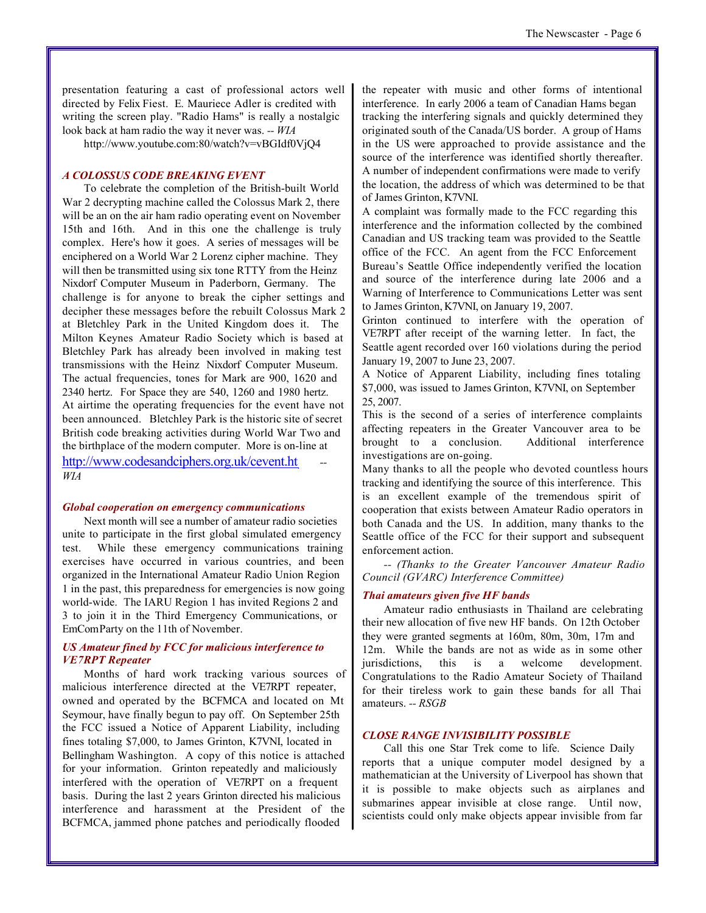presentation featuring a cast of professional actors well directed by Felix Fiest. E. Mauriece Adler is credited with writing the screen play. "Radio Hams" is really a nostalgic look back at ham radio the way it never was. -- *WIA*

http://www.youtube.com:80/watch?v=vBGIdf0VjQ4

### *A COLOSSUS CODE BREAKING EVENT*

To celebrate the completion of the British-built World War 2 decrypting machine called the Colossus Mark 2, there will be an on the air ham radio operating event on November 15th and 16th. And in this one the challenge is truly complex. Here's how it goes. A series of messages will be enciphered on a World War 2 Lorenz cipher machine. They will then be transmitted using six tone RTTY from the Heinz Nixdorf Computer Museum in Paderborn, Germany. The challenge is for anyone to break the cipher settings and decipher these messages before the rebuilt Colossus Mark 2 at Bletchley Park in the United Kingdom does it. The Milton Keynes Amateur Radio Society which is based at Bletchley Park has already been involved in making test transmissions with the Heinz Nixdorf Computer Museum. The actual frequencies, tones for Mark are 900, 1620 and 2340 hertz. For Space they are 540, 1260 and 1980 hertz. At airtime the operating frequencies for the event have not been announced. Bletchley Park is the historic site of secret British code breaking activities during World War Two and the birthplace of the modern computer. More is on-line at http://www.codesandciphers.org.uk/cevent.ht -- *WIA*

### *Global cooperation on emergency communications*

Next month will see a number of amateur radio societies unite to participate in the first global simulated emergency test. While these emergency communications training exercises have occurred in various countries, and been organized in the International Amateur Radio Union Region 1 in the past, this preparedness for emergencies is now going world-wide. The IARU Region 1 has invited Regions 2 and 3 to join it in the Third Emergency Communications, or EmComParty on the 11th of November.

### *US Amateur fined by FCC for malicious interference to VE7RPT Repeater*

Months of hard work tracking various sources of malicious interference directed at the VE7RPT repeater, owned and operated by the BCFMCA and located on Mt Seymour, have finally begun to pay off. On September 25th the FCC issued a Notice of Apparent Liability, including fines totaling $7,000, to James Grinton, K7VNI, located in Bellingham Washington. A copy of this notice is attached for your information. Grinton repeatedly and maliciously interfered with the operation of VE7RPT on a frequent basis. During the last 2 years Grinton directed his malicious interference and harassment at the President of the BCFMCA, jammed phone patches and periodically flooded the repeater with music and other forms of intentional interference. In early 2006 a team of Canadian Hams began tracking the interfering signals and quickly determined they originated south of the Canada/US border. A group of Hams in the US were approached to provide assistance and the source of the interference was identified shortly thereafter. A number of independent confirmations were made to verify the location, the address of which was determined to be that of James Grinton, K7VNI.

A complaint was formally made to the FCC regarding this interference and the information collected by the combined Canadian and US tracking team was provided to the Seattle office of the FCC. An agent from the FCC Enforcement Bureau's Seattle Office independently verified the location and source of the interference during late 2006 and a Warning of Interference to Communications Letter was sent to James Grinton, K7VNI, on January 19, 2007.

Grinton continued to interfere with the operation of VE7RPT after receipt of the warning letter. In fact, the Seattle agent recorded over 160 violations during the period January 19, 2007 to June 23, 2007.

A Notice of Apparent Liability, including fines totaling $7,000, was issued to James Grinton, K7VNI, on September 25, 2007.

This is the second of a series of interference complaints affecting repeaters in the Greater Vancouver area to be brought to a conclusion. Additional interference investigations are on-going.

Many thanks to all the people who devoted countless hours tracking and identifying the source of this interference. This is an excellent example of the tremendous spirit of cooperation that exists between Amateur Radio operators in both Canada and the US. In addition, many thanks to the Seattle office of the FCC for their support and subsequent enforcement action.

*-- (Thanks to the Greater Vancouver Amateur Radio Council (GVARC) Interference Committee)*

### *Thai amateurs given five HF bands*

Amateur radio enthusiasts in Thailand are celebrating their new allocation of five new HF bands. On 12th October they were granted segments at 160m, 80m, 30m, 17m and 12m. While the bands are not as wide as in some other jurisdictions, this is a welcome development. Congratulations to the Radio Amateur Society of Thailand for their tireless work to gain these bands for all Thai amateurs. -- *RSGB*

### *CLOSE RANGE INVISIBILITY POSSIBLE*

Call this one Star Trek come to life. Science Daily reports that a unique computer model designed by a mathematician at the University of Liverpool has shown that it is possible to make objects such as airplanes and submarines appear invisible at close range. Until now, scientists could only make objects appear invisible from far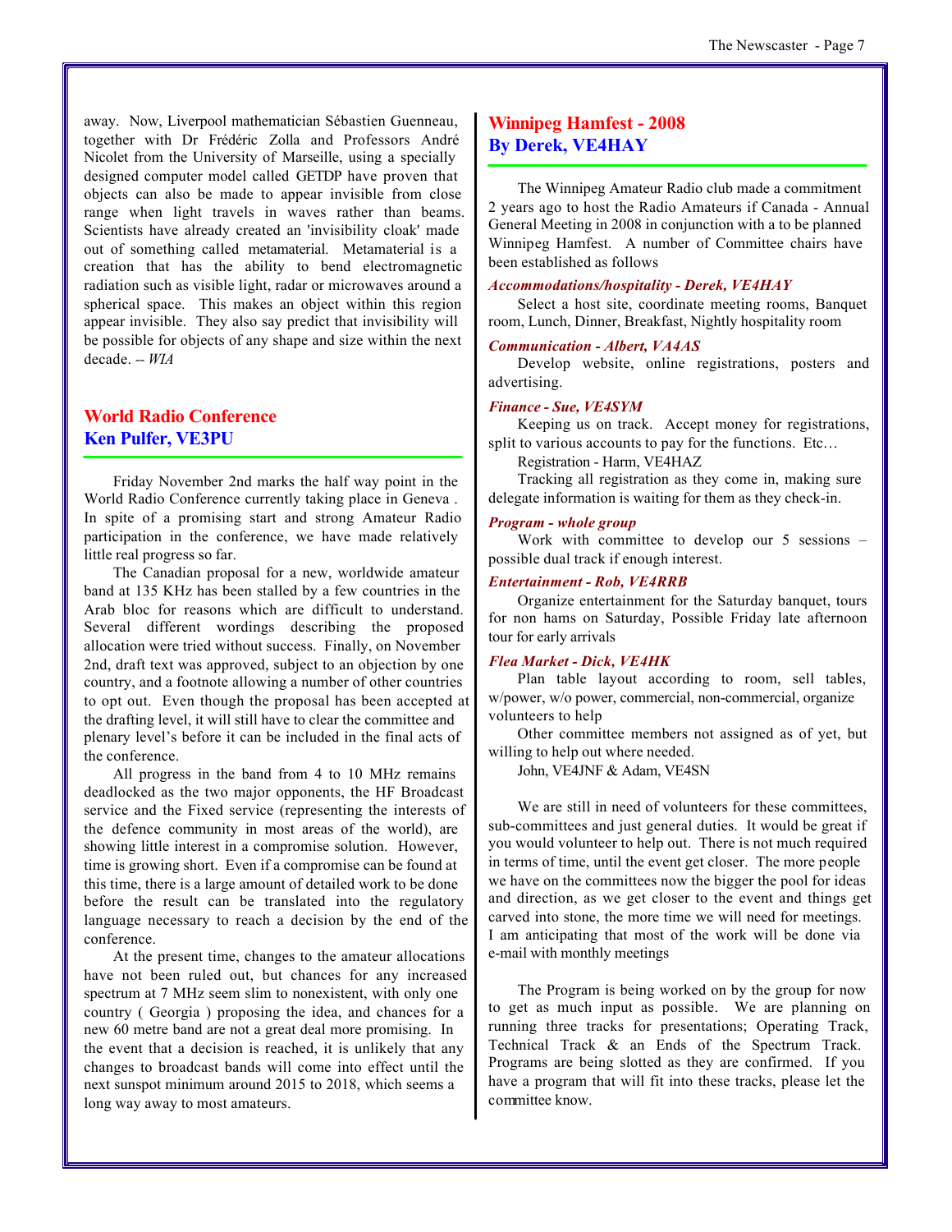away. Now, Liverpool mathematician Sébastien Guenneau, together with Dr Frédéric Zolla and Professors André Nicolet from the University of Marseille, using a specially designed computer model called GETDP have proven that objects can also be made to appear invisible from close range when light travels in waves rather than beams. Scientists have already created an 'invisibility cloak' made out of something called metamaterial. Metamaterial is a creation that has the ability to bend electromagnetic radiation such as visible light, radar or microwaves around a spherical space. This makes an object within this region appear invisible. They also say predict that invisibility will be possible for objects of any shape and size within the next decade. -- *WIA*

## World Radio Conference
## Ken Pulfer, VE3PU

Friday November 2nd marks the half way point in the World Radio Conference currently taking place in Geneva . In spite of a promising start and strong Amateur Radio participation in the conference, we have made relatively little real progress so far.

The Canadian proposal for a new, worldwide amateur band at 135 KHz has been stalled by a few countries in the Arab bloc for reasons which are difficult to understand. Several different wordings describing the proposed allocation were tried without success. Finally, on November 2nd, draft text was approved, subject to an objection by one country, and a footnote allowing a number of other countries to opt out. Even though the proposal has been accepted at the drafting level, it will still have to clear the committee and plenary level's before it can be included in the final acts of the conference.

All progress in the band from 4 to 10 MHz remains deadlocked as the two major opponents, the HF Broadcast service and the Fixed service (representing the interests of the defence community in most areas of the world), are showing little interest in a compromise solution. However, time is growing short. Even if a compromise can be found at this time, there is a large amount of detailed work to be done before the result can be translated into the regulatory language necessary to reach a decision by the end of the conference.

At the present time, changes to the amateur allocations have not been ruled out, but chances for any increased spectrum at 7 MHz seem slim to nonexistent, with only one country ( Georgia ) proposing the idea, and chances for a new 60 metre band are not a great deal more promising. In the event that a decision is reached, it is unlikely that any changes to broadcast bands will come into effect until the next sunspot minimum around 2015 to 2018, which seems a long way away to most amateurs.

## Winnipeg Hamfest - 2008
## By Derek, VE4HAY

The Winnipeg Amateur Radio club made a commitment 2 years ago to host the Radio Amateurs if Canada - Annual General Meeting in 2008 in conjunction with a to be planned Winnipeg Hamfest. A number of Committee chairs have been established as follows

***Accommodations/hospitality - Derek, VE4HAY***

Select a host site, coordinate meeting rooms, Banquet room, Lunch, Dinner, Breakfast, Nightly hospitality room

***Communication - Albert, VA4AS***

Develop website, online registrations, posters and advertising.

***Finance - Sue, VE4SYM***

Keeping us on track. Accept money for registrations, split to various accounts to pay for the functions. Etc…

Registration - Harm, VE4HAZ

Tracking all registration as they come in, making sure delegate information is waiting for them as they check-in.

***Program - whole group***

Work with committee to develop our 5 sessions – possible dual track if enough interest.

***Entertainment - Rob, VE4RRB***

Organize entertainment for the Saturday banquet, tours for non hams on Saturday, Possible Friday late afternoon tour for early arrivals

***Flea Market - Dick, VE4HK***

Plan table layout according to room, sell tables, w/power, w/o power, commercial, non-commercial, organize volunteers to help

Other committee members not assigned as of yet, but willing to help out where needed.

John, VE4JNF & Adam, VE4SN

We are still in need of volunteers for these committees, sub-committees and just general duties. It would be great if you would volunteer to help out. There is not much required in terms of time, until the event get closer. The more people we have on the committees now the bigger the pool for ideas and direction, as we get closer to the event and things get carved into stone, the more time we will need for meetings. I am anticipating that most of the work will be done via e-mail with monthly meetings

The Program is being worked on by the group for now to get as much input as possible. We are planning on running three tracks for presentations; Operating Track, Technical Track & an Ends of the Spectrum Track. Programs are being slotted as they are confirmed. If you have a program that will fit into these tracks, please let the committee know.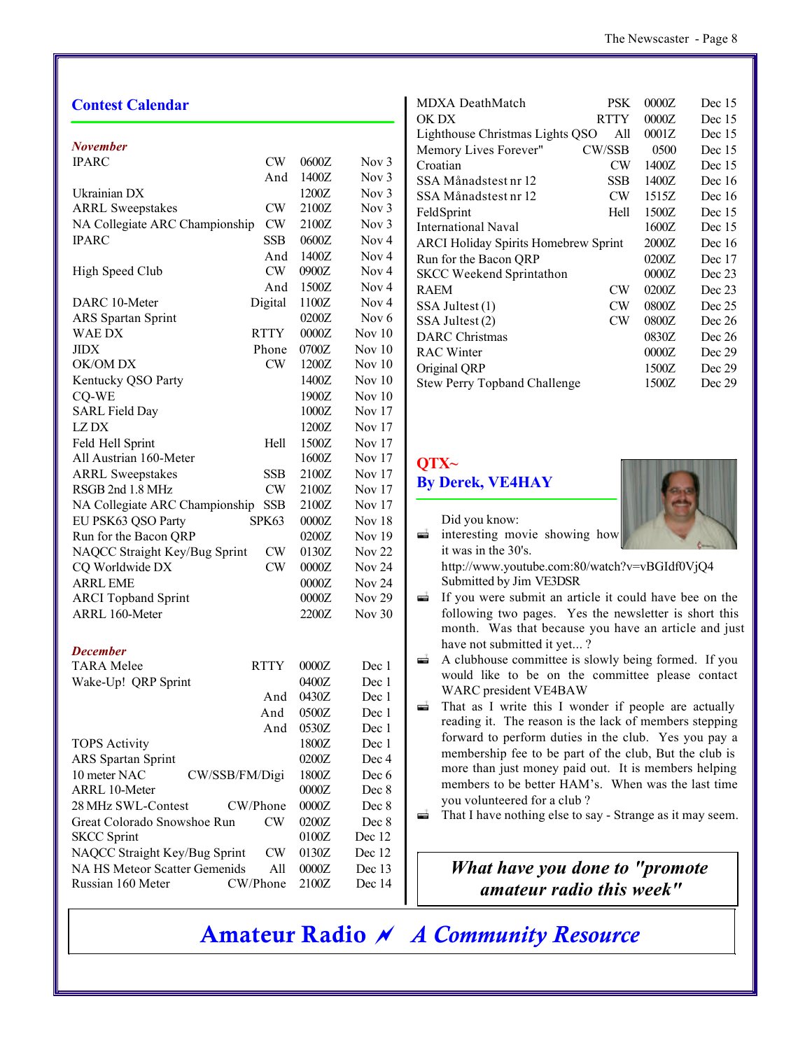## Contest Calendar

***November***

| | | | |
|---|---|---|---|
| IPARC | CW | 0600Z | Nov 3 |
| | And | 1400Z | Nov 3 |
| Ukrainian DX | | 1200Z | Nov 3 |
| ARRL Sweepstakes | CW | 2100Z | Nov 3 |
| NA Collegiate ARC Championship | CW | 2100Z | Nov 3 |
| IPARC | SSB | 0600Z | Nov 4 |
| | And | 1400Z | Nov 4 |
| High Speed Club | CW | 0900Z | Nov 4 |
| | And | 1500Z | Nov 4 |
| DARC 10-Meter | Digital | 1100Z | Nov 4 |
| ARS Spartan Sprint | | 0200Z | Nov 6 |
| WAE DX | RTTY | 0000Z | Nov 10 |
| JIDX | Phone | 0700Z | Nov 10 |
| OK/OM DX | CW | 1200Z | Nov 10 |
| Kentucky QSO Party | | 1400Z | Nov 10 |
| CQ-WE | | 1900Z | Nov 10 |
| SARL Field Day | | 1000Z | Nov 17 |
| LZ DX | | 1200Z | Nov 17 |
| Feld Hell Sprint | Hell | 1500Z | Nov 17 |
| All Austrian 160-Meter | | 1600Z | Nov 17 |
| ARRL Sweepstakes | SSB | 2100Z | Nov 17 |
| RSGB 2nd 1.8 MHz | CW | 2100Z | Nov 17 |
| NA Collegiate ARC Championship | SSB | 2100Z | Nov 17 |
| EU PSK63 QSO Party | SPK63 | 0000Z | Nov 18 |
| Run for the Bacon QRP | | 0200Z | Nov 19 |
| NAQCC Straight Key/Bug Sprint | CW | 0130Z | Nov 22 |
| CQ Worldwide DX | CW | 0000Z | Nov 24 |
| ARRL EME | | 0000Z | Nov 24 |
| ARCI Topband Sprint | | 0000Z | Nov 29 |
| ARRL 160-Meter | | 2200Z | Nov 30 |

***December***

| | | | |
|---|---|---|---|
| TARA Melee | RTTY | 0000Z | Dec 1 |
| Wake-Up! QRP Sprint | | 0400Z | Dec 1 |
| | And | 0430Z | Dec 1 |
| | And | 0500Z | Dec 1 |
| | And | 0530Z | Dec 1 |
| TOPS Activity | | 1800Z | Dec 1 |
| ARS Spartan Sprint | | 0200Z | Dec 4 |
| 10 meter NAC | CW/SSB/FM/Digi | 1800Z | Dec 6 |
| ARRL 10-Meter | | 0000Z | Dec 8 |
| 28 MHz SWL-Contest | CW/Phone | 0000Z | Dec 8 |
| Great Colorado Snowshoe Run | CW | 0200Z | Dec 8 |
| SKCC Sprint | | 0100Z | Dec 12 |
| NAQCC Straight Key/Bug Sprint | CW | 0130Z | Dec 12 |
| NA HS Meteor Scatter Gemenids | All | 0000Z | Dec 13 |
| Russian 160 Meter | CW/Phone | 2100Z | Dec 14 |
| MDXA DeathMatch | PSK | 0000Z | Dec 15 |
| OK DX | RTTY | 0000Z | Dec 15 |
| Lighthouse Christmas Lights QSO | All | 0001Z | Dec 15 |
| Memory Lives Forever" | CW/SSB | 0500 | Dec 15 |
| Croatian | CW | 1400Z | Dec 15 |
| SSA Månadstest nr 12 | SSB | 1400Z | Dec 16 |
| SSA Månadstest nr 12 | CW | 1515Z | Dec 16 |
| FeldSprint | Hell | 1500Z | Dec 15 |
| International Naval | | 1600Z | Dec 15 |
| ARCI Holiday Spirits Homebrew Sprint | | 2000Z | Dec 16 |
| Run for the Bacon QRP | | 0200Z | Dec 17 |
| SKCC Weekend Sprintathon | | 0000Z | Dec 23 |
| RAEM | CW | 0200Z | Dec 23 |
| SSA Jultest (1) | CW | 0800Z | Dec 25 |
| SSA Jultest (2) | CW | 0800Z | Dec 26 |
| DARC Christmas | | 0830Z | Dec 26 |
| RAC Winter | | 0000Z | Dec 29 |
| Original QRP | | 1500Z | Dec 29 |
| Stew Perry Topband Challenge | | 1500Z | Dec 29 |

## QTX~
## By Derek, VE4HAY

Did you know:

- interesting movie showing how it was in the 30's. http://www.youtube.com:80/watch?v=vBGIdf0VjQ4 Submitted by Jim VE3DSR
- If you were submit an article it could have bee on the following two pages. Yes the newsletter is short this month. Was that because you have an article and just have not submitted it yet... ?
- A clubhouse committee is slowly being formed. If you would like to be on the committee please contact WARC president VE4BAW
- That as I write this I wonder if people are actually reading it. The reason is the lack of members stepping forward to perform duties in the club. Yes you pay a membership fee to be part of the club, But the club is more than just money paid out. It is members helping members to be better HAM's. When was the last time you volunteered for a club ?
- That I have nothing else to say - Strange as it may seem.

***What have you done to "promote amateur radio this week"***

**Amateur Radio ⚡ A Community Resource**